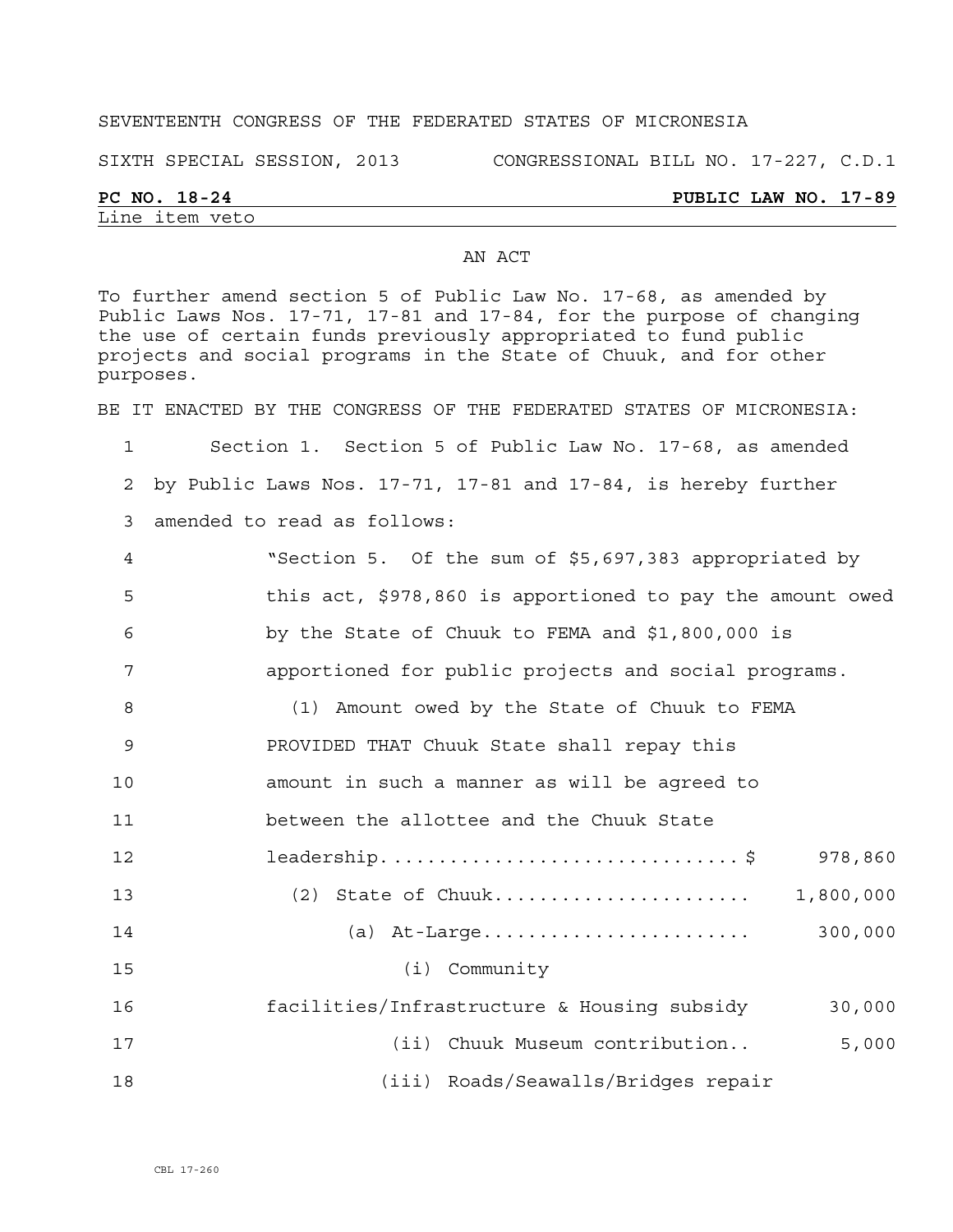SEVENTEENTH CONGRESS OF THE FEDERATED STATES OF MICRONESIA

SIXTH SPECIAL SESSION, 2013 CONGRESSIONAL BILL NO. 17-227, C.D.1

**PC NO. 18-24** **PUBLIC LAW NO. 17-89**

Line item veto

AN ACT

To further amend section 5 of Public Law No. 17-68, as amended by Public Laws Nos. 17-71, 17-81 and 17-84, for the purpose of changing the use of certain funds previously appropriated to fund public projects and social programs in the State of Chuuk, and for other purposes.

BE IT ENACTED BY THE CONGRESS OF THE FEDERATED STATES OF MICRONESIA:

1 Section 1. Section 5 of Public Law No. 17-68, as amended
2 by Public Laws Nos. 17-71, 17-81 and 17-84, is hereby further
3 amended to read as follows:
4 "Section 5. Of the sum of $5,697,383 appropriated by
5 this act, $978,860 is apportioned to pay the amount owed
6 by the State of Chuuk to FEMA and $1,800,000 is
7 apportioned for public projects and social programs.
8 (1) Amount owed by the State of Chuuk to FEMA
9 PROVIDED THAT Chuuk State shall repay this
10 amount in such a manner as will be agreed to
11 between the allottee and the Chuuk State
12 leadership...............................$ 978,860
13 (2) State of Chuuk...................... 1,800,000
14 (a) At-Large....................... 300,000
15 (i) Community
16 facilities/Infrastructure & Housing subsidy 30,000
17 (ii) Chuuk Museum contribution.. 5,000
18 (iii) Roads/Seawalls/Bridges repair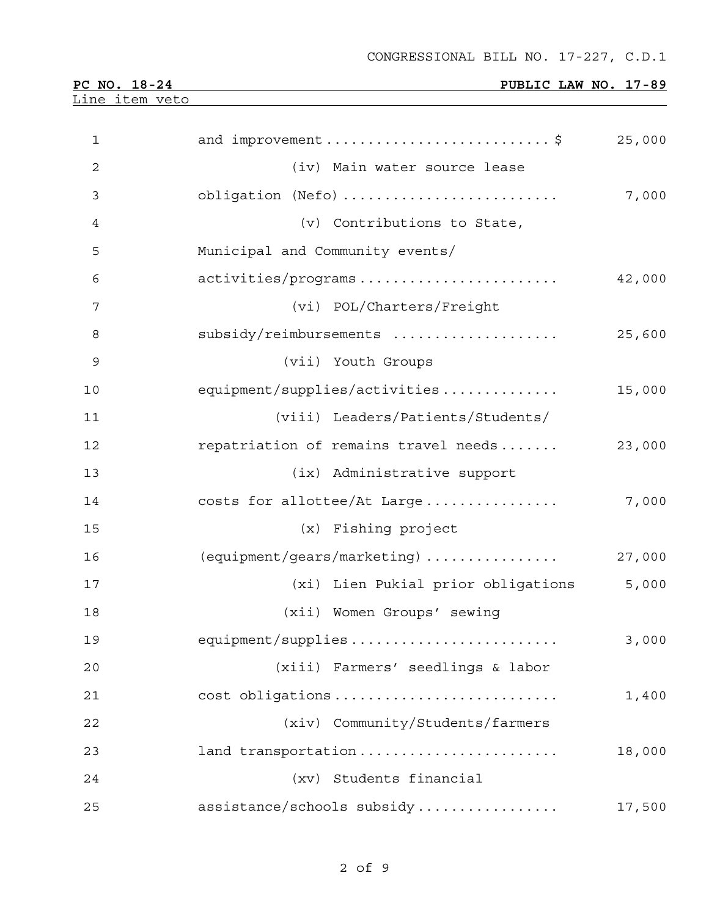CONGRESSIONAL BILL NO. 17-227, C.D.1

**PC NO. 18-24** **PUBLIC LAW NO. 17-89**

Line item veto

and improvement .......................... $ 25,000

(iv) Main water source lease obligation (Nefo) .......................... 7,000

(v) Contributions to State, Municipal and Community events/ activities/programs ........................ 42,000

(vi) POL/Charters/Freight subsidy/reimbursements .................... 25,600

(vii) Youth Groups equipment/supplies/activities .............. 15,000

(viii) Leaders/Patients/Students/ repatriation of remains travel needs ....... 23,000

(ix) Administrative support costs for allottee/At Large ................ 7,000

(x) Fishing project (equipment/gears/marketing) ................ 27,000

(xi) Lien Pukial prior obligations 5,000

(xii) Women Groups' sewing equipment/supplies ......................... 3,000

(xiii) Farmers' seedlings & labor cost obligations .......................... 1,400

(xiv) Community/Students/farmers land transportation ........................ 18,000

(xv) Students financial assistance/schools subsidy ................. 17,500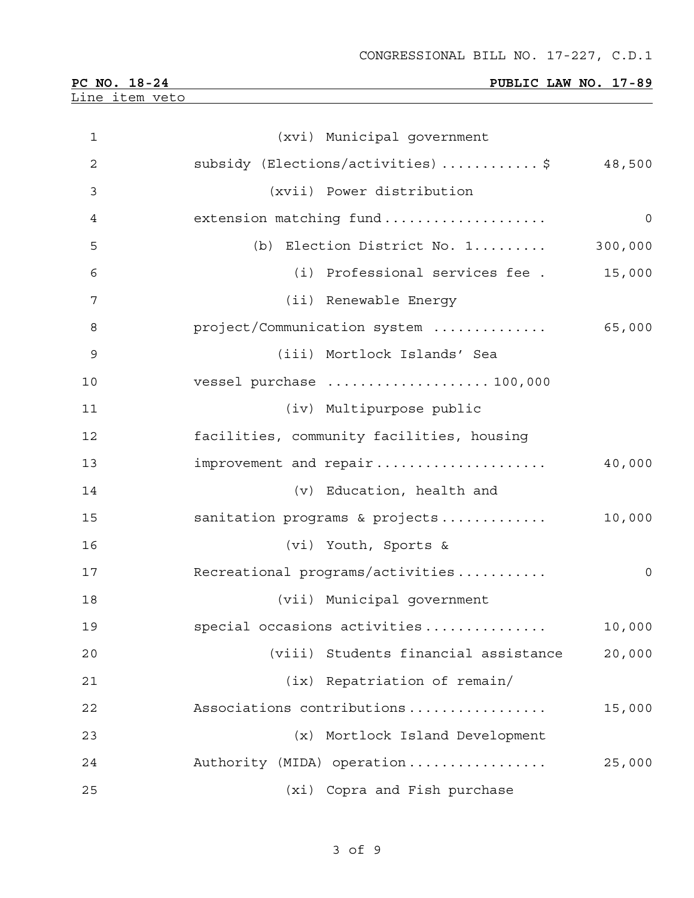CONGRESSIONAL BILL NO. 17-227, C.D.1

**PC NO. 18-24** **PUBLIC LAW NO. 17-89**

Line item veto

1 (xvi) Municipal government
2 subsidy (Elections/activities) ............ $ 48,500
3 (xvii) Power distribution
4 extension matching fund .................... 0
5 (b) Election District No. 1......... 300,000
6 (i) Professional services fee . 15,000
7 (ii) Renewable Energy
8 project/Communication system .............. 65,000
9 (iii) Mortlock Islands' Sea
10 vessel purchase .................... 100,000
11 (iv) Multipurpose public
12 facilities, community facilities, housing
13 improvement and repair ..................... 40,000
14 (v) Education, health and
15 sanitation programs & projects ............. 10,000
16 (vi) Youth, Sports &
17 Recreational programs/activities ........... 0
18 (vii) Municipal government
19 special occasions activities ............... 10,000
20 (viii) Students financial assistance 20,000
21 (ix) Repatriation of remain/
22 Associations contributions ................. 15,000
23 (x) Mortlock Island Development
24 Authority (MIDA) operation ................. 25,000
25 (xi) Copra and Fish purchase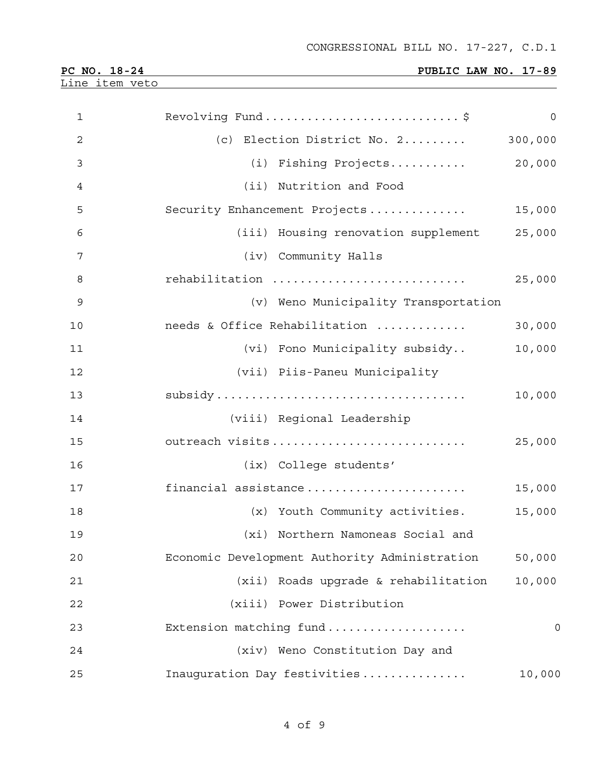CONGRESSIONAL BILL NO. 17-227, C.D.1

**PC NO. 18-24** **PUBLIC LAW NO. 17-89**

Line item veto

1 Revolving Fund............................$ 0

2 (c) Election District No. 2......... 300,000

3 (i) Fishing Projects........... 20,000

4 (ii) Nutrition and Food

5 Security Enhancement Projects.............. 15,000

6 (iii) Housing renovation supplement 25,000

7 (iv) Community Halls

8 rehabilitation ........................... 25,000

9 (v) Weno Municipality Transportation

10 needs & Office Rehabilitation ............. 30,000

11 (vi) Fono Municipality subsidy.. 10,000

12 (vii) Piis-Paneu Municipality

13 subsidy.................................. 10,000

14 (viii) Regional Leadership

15 outreach visits........................... 25,000

16 (ix) College students'

17 financial assistance...................... 15,000

18 (x) Youth Community activities. 15,000

19 (xi) Northern Namoneas Social and

20 Economic Development Authority Administration 50,000

21 (xii) Roads upgrade & rehabilitation 10,000

22 (xiii) Power Distribution

23 Extension matching fund.................... 0

24 (xiv) Weno Constitution Day and

25 Inauguration Day festivities............... 10,000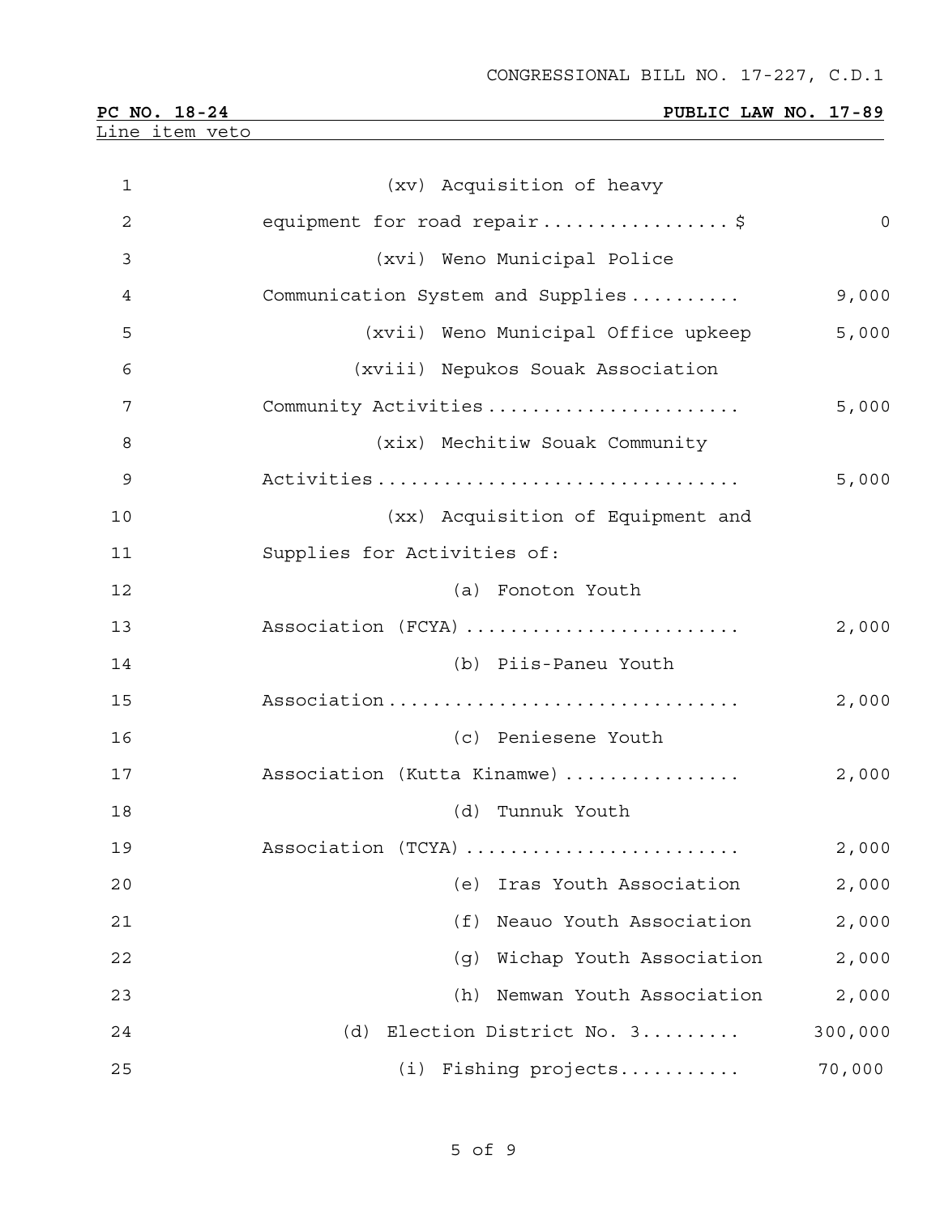CONGRESSIONAL BILL NO. 17-227, C.D.1

**PC NO. 18-24** **PUBLIC LAW NO. 17-89**

Line item veto

| | | |
|---|---|---|
| 1 | (xv) Acquisition of heavy | |
| 2 | equipment for road repair................$ | 0 |
| 3 | (xvi) Weno Municipal Police | |
| 4 | Communication System and Supplies.......... | 9,000 |
| 5 | (xvii) Weno Municipal Office upkeep | 5,000 |
| 6 | (xviii) Nepukos Souak Association | |
| 7 | Community Activities...................... | 5,000 |
| 8 | (xix) Mechitiw Souak Community | |
| 9 | Activities................................ | 5,000 |
| 10 | (xx) Acquisition of Equipment and | |
| 11 | Supplies for Activities of: | |
| 12 | (a) Fonoton Youth | |
| 13 | Association (FCYA)........................ | 2,000 |
| 14 | (b) Piis-Paneu Youth | |
| 15 | Association............................... | 2,000 |
| 16 | (c) Peniesene Youth | |
| 17 | Association (Kutta Kinamwe)............... | 2,000 |
| 18 | (d) Tunnuk Youth | |
| 19 | Association (TCYA)........................ | 2,000 |
| 20 | (e) Iras Youth Association | 2,000 |
| 21 | (f) Neauo Youth Association | 2,000 |
| 22 | (g) Wichap Youth Association | 2,000 |
| 23 | (h) Nemwan Youth Association | 2,000 |
| 24 | (d) Election District No. 3......... | 300,000 |
| 25 | (i) Fishing projects........... | 70,000 |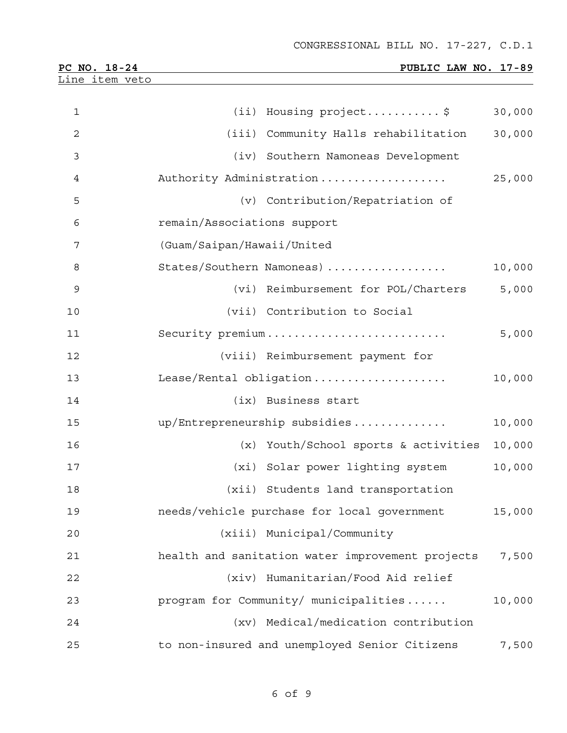| Item | Amount |
|---|---|
| (ii) Housing project...........$ | 30,000 |
| (iii) Community Halls rehabilitation | 30,000 |
| (iv) Southern Namoneas Development Authority Administration.................. | 25,000 |
| (v) Contribution/Repatriation of remain/Associations support (Guam/Saipan/Hawaii/United States/Southern Namoneas).................. | 10,000 |
| (vi) Reimbursement for POL/Charters | 5,000 |
| (vii) Contribution to Social Security premium.......................... | 5,000 |
| (viii) Reimbursement payment for Lease/Rental obligation................... | 10,000 |
| (ix) Business start up/Entrepreneurship subsidies............. | 10,000 |
| (x) Youth/School sports & activities | 10,000 |
| (xi) Solar power lighting system | 10,000 |
| (xii) Students land transportation needs/vehicle purchase for local government | 15,000 |
| (xiii) Municipal/Community health and sanitation water improvement projects | 7,500 |
| (xiv) Humanitarian/Food Aid relief program for Community/ municipalities...... | 10,000 |
| (xv) Medical/medication contribution to non-insured and unemployed Senior Citizens | 7,500 |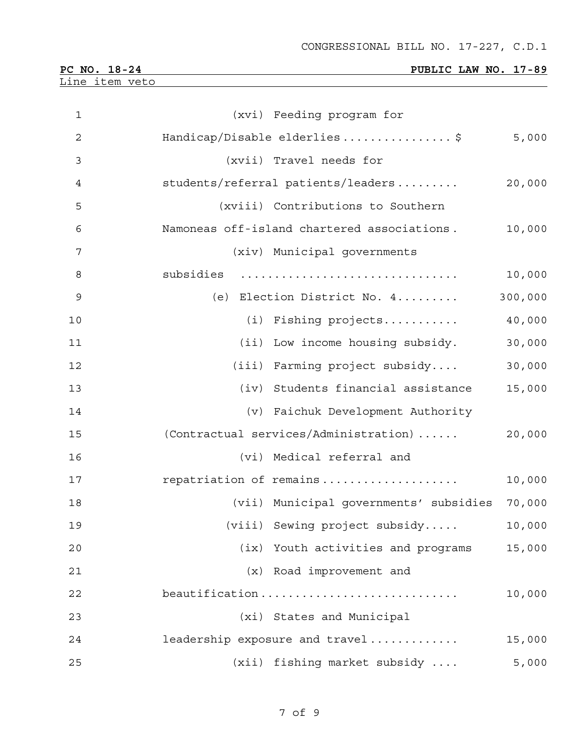(xvi) Feeding program for Handicap/Disable elderlies................$ 5,000

(xvii) Travel needs for students/referral patients/leaders......... 20,000

(xviii) Contributions to Southern Namoneas off-island chartered associations. 10,000

(xiv) Municipal governments subsidies .............................. 10,000

(e) Election District No. 4......... 300,000

(i) Fishing projects........... 40,000

(ii) Low income housing subsidy. 30,000

(iii) Farming project subsidy.... 30,000

(iv) Students financial assistance 15,000

(v) Faichuk Development Authority (Contractual services/Administration)...... 20,000

(vi) Medical referral and repatriation of remains................... 10,000

(vii) Municipal governments' subsidies 70,000

(viii) Sewing project subsidy..... 10,000

(ix) Youth activities and programs 15,000

(x) Road improvement and beautification............................ 10,000

(xi) States and Municipal leadership exposure and travel............ 15,000

(xii) fishing market subsidy .... 5,000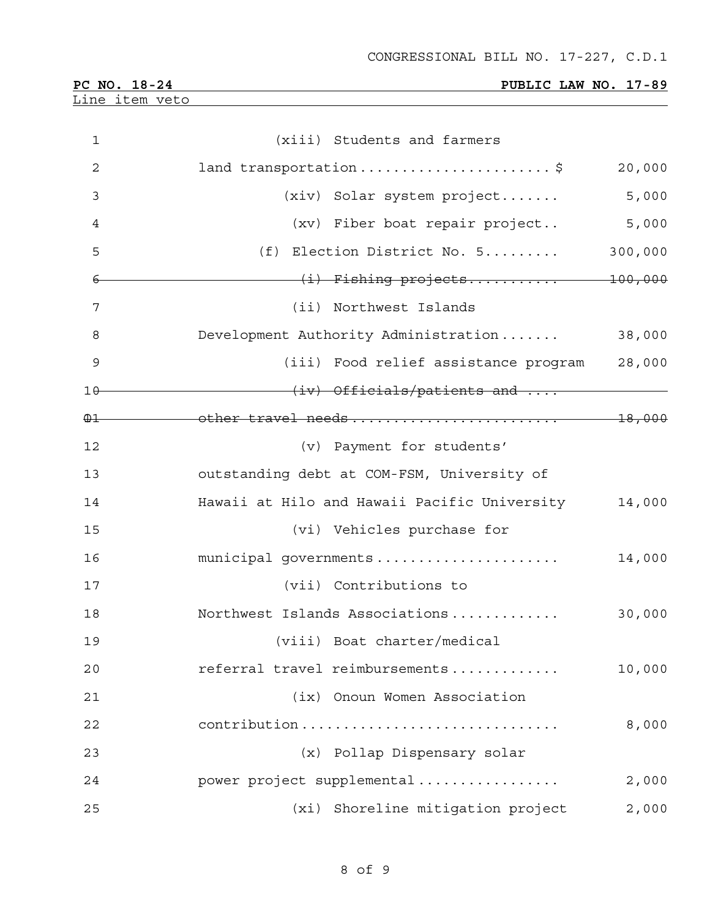CONGRESSIONAL BILL NO. 17-227, C.D.1

**PC NO. 18-24** **PUBLIC LAW NO. 17-89**

Line item veto

| Line | Item | Amount |
|---|---|---|
| 1 | (xiii) Students and farmers | |
| 2 | land transportation ....................... $ | 20,000 |
| 3 | (xiv) Solar system project....... | 5,000 |
| 4 | (xv) Fiber boat repair project.. | 5,000 |
| 5 | (f) Election District No. 5......... | 300,000 |
| 6 | ~~(i) Fishing projects...........~~ | ~~100,000~~ |
| 7 | (ii) Northwest Islands | |
| 8 | Development Authority Administration ....... | 38,000 |
| 9 | (iii) Food relief assistance program | 28,000 |
| 10 | ~~(iv) Officials/patients and ....~~ | |
| 11 | ~~other travel needs .........................~~ | ~~18,000~~ |
| 12 | (v) Payment for students' | |
| 13 | outstanding debt at COM-FSM, University of | |
| 14 | Hawaii at Hilo and Hawaii Pacific University | 14,000 |
| 15 | (vi) Vehicles purchase for | |
| 16 | municipal governments ...................... | 14,000 |
| 17 | (vii) Contributions to | |
| 18 | Northwest Islands Associations ............. | 30,000 |
| 19 | (viii) Boat charter/medical | |
| 20 | referral travel reimbursements ............. | 10,000 |
| 21 | (ix) Onoun Women Association | |
| 22 | contribution ............................... | 8,000 |
| 23 | (x) Pollap Dispensary solar | |
| 24 | power project supplemental ................. | 2,000 |
| 25 | (xi) Shoreline mitigation project | 2,000 |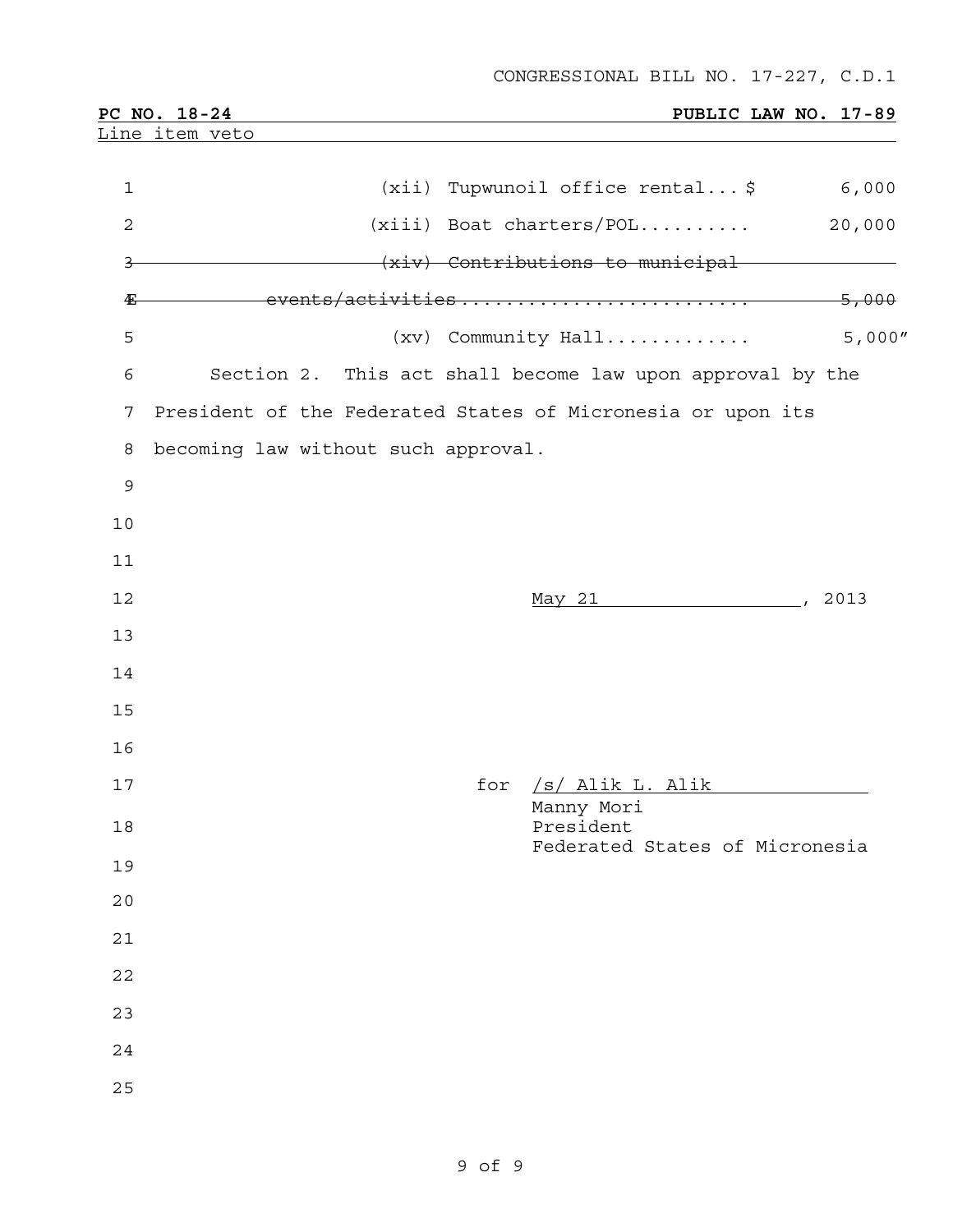CONGRESSIONAL BILL NO. 17-227, C.D.1

**PC NO. 18-24** **PUBLIC LAW NO. 17-89**

Line item veto

(xii) Tupwunoil office rental... $ 6,000

(xiii) Boat charters/POL.......... 20,000

~~(xiv) Contributions to municipal events/activities.......................... 5,000~~

(xv) Community Hall............. 5,000"

Section 2. This act shall become law upon approval by the President of the Federated States of Micronesia or upon its becoming law without such approval.

May 21, 2013

for /s/ Alik L. Alik

Manny Mori
President
Federated States of Micronesia